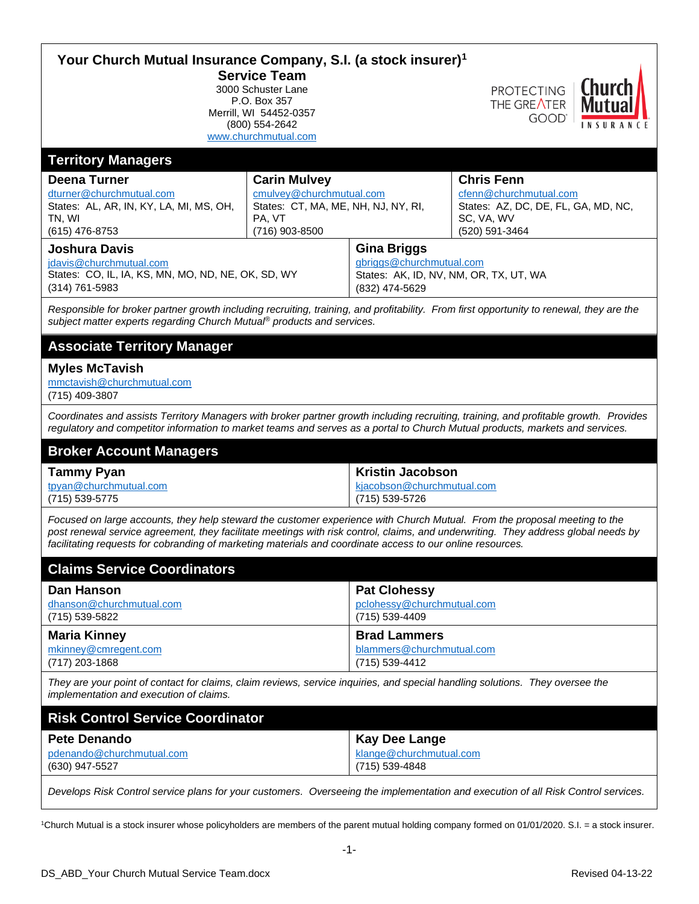# Your Church Mutual Insurance Company, S.I. (a stock insurer)[1]

## Service Team

3000 Schuster Lane
P.O. Box 357
Merrill, WI 54452-0357
(800) 554-2642
www.churchmutual.com

PROTECTING THE GREATER GOOD® Church Mutual INSURANCE

## Territory Managers

**Deena Turner**
dturner@churchmutual.com
States: AL, AR, IN, KY, LA, MI, MS, OH, TN, WI
(615) 476-8753

**Carin Mulvey**
cmulvey@churchmutual.com
States: CT, MA, ME, NH, NJ, NY, RI, PA, VT
(716) 903-8500

**Chris Fenn**
cfenn@churchmutual.com
States: AZ, DC, DE, FL, GA, MD, NC, SC, VA, WV
(520) 591-3464

**Joshura Davis**
jdavis@churchmutual.com
States: CO, IL, IA, KS, MN, MO, ND, NE, OK, SD, WY
(314) 761-5983

**Gina Briggs**
gbriggs@churchmutual.com
States: AK, ID, NV, NM, OR, TX, UT, WA
(832) 474-5629

*Responsible for broker partner growth including recruiting, training, and profitability. From first opportunity to renewal, they are the subject matter experts regarding Church Mutual® products and services.*

## Associate Territory Manager

**Myles McTavish**
mmctavish@churchmutual.com
(715) 409-3807

*Coordinates and assists Territory Managers with broker partner growth including recruiting, training, and profitable growth. Provides regulatory and competitor information to market teams and serves as a portal to Church Mutual products, markets and services.*

## Broker Account Managers

**Tammy Pyan**
tpyan@churchmutual.com
(715) 539-5775

**Kristin Jacobson**
kjacobson@churchmutual.com
(715) 539-5726

*Focused on large accounts, they help steward the customer experience with Church Mutual. From the proposal meeting to the post renewal service agreement, they facilitate meetings with risk control, claims, and underwriting. They address global needs by facilitating requests for cobranding of marketing materials and coordinate access to our online resources.*

## Claims Service Coordinators

**Dan Hanson**
dhanson@churchmutual.com
(715) 539-5822

**Pat Clohessy**
pclohessy@churchmutual.com
(715) 539-4409

**Maria Kinney**
mkinney@cmregent.com
(717) 203-1868

**Brad Lammers**
blammers@churchmutual.com
(715) 539-4412

*They are your point of contact for claims, claim reviews, service inquiries, and special handling solutions. They oversee the implementation and execution of claims.*

## Risk Control Service Coordinator

**Pete Denando**
pdenando@churchmutual.com
(630) 947-5527

**Kay Dee Lange**
klange@churchmutual.com
(715) 539-4848

*Develops Risk Control service plans for your customers. Overseeing the implementation and execution of all Risk Control services.*

[1]Church Mutual is a stock insurer whose policyholders are members of the parent mutual holding company formed on 01/01/2020. S.I. = a stock insurer.

DS_ABD_Your Church Mutual Service Team.docx — Revised 04-13-22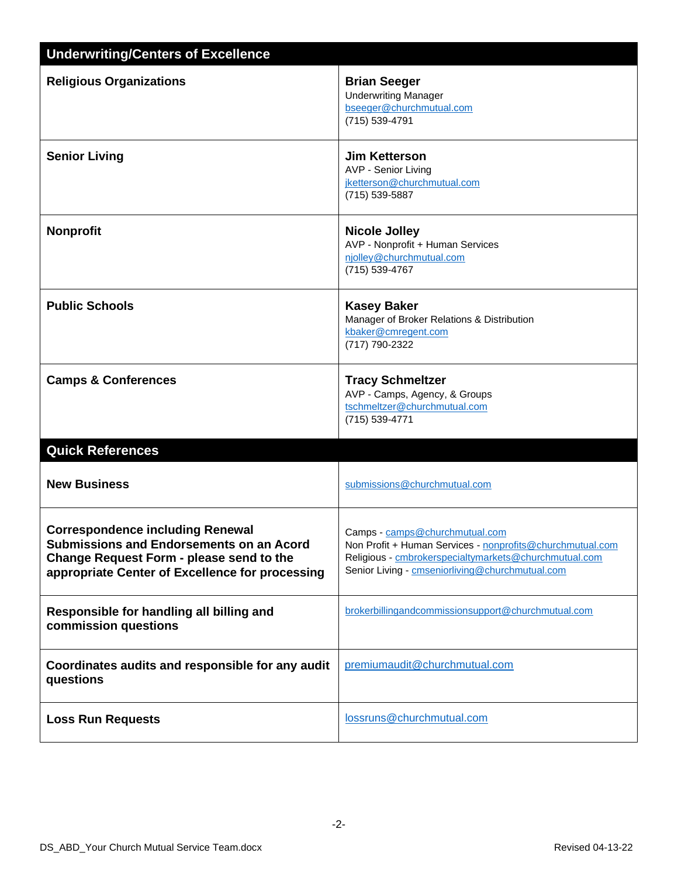| Underwriting/Centers of Excellence | |
|---|---|
| **Religious Organizations** | **Brian Seeger**<br>Underwriting Manager<br>bseeger@churchmutual.com<br>(715) 539-4791 |
| **Senior Living** | **Jim Ketterson**<br>AVP - Senior Living<br>jketterson@churchmutual.com<br>(715) 539-5887 |
| **Nonprofit** | **Nicole Jolley**<br>AVP - Nonprofit + Human Services<br>njolley@churchmutual.com<br>(715) 539-4767 |
| **Public Schools** | **Kasey Baker**<br>Manager of Broker Relations & Distribution<br>kbaker@cmregent.com<br>(717) 790-2322 |
| **Camps & Conferences** | **Tracy Schmeltzer**<br>AVP - Camps, Agency, & Groups<br>tschmeltzer@churchmutual.com<br>(715) 539-4771 |

| Quick References | |
|---|---|
| **New Business** | submissions@churchmutual.com |
| **Correspondence including Renewal Submissions and Endorsements on an Acord Change Request Form - please send to the appropriate Center of Excellence for processing** | Camps - camps@churchmutual.com<br>Non Profit + Human Services - nonprofits@churchmutual.com<br>Religious - cmbrokerspecialtymarkets@churchmutual.com<br>Senior Living - cmseniorliving@churchmutual.com |
| **Responsible for handling all billing and commission questions** | brokerbillingandcommissionsupport@churchmutual.com |
| **Coordinates audits and responsible for any audit questions** | premiumaudit@churchmutual.com |
| **Loss Run Requests** | lossruns@churchmutual.com |